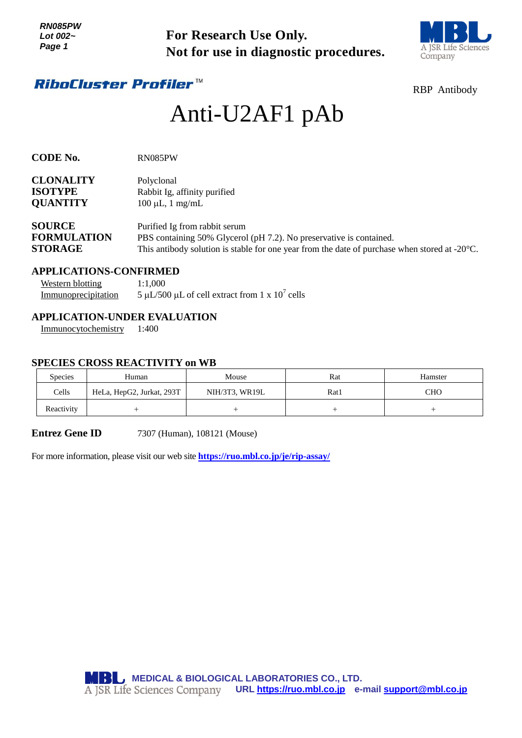RN085PW
Lot 002~

**For Research Use Only.**
**Not for use in diagnostic procedures.**

***RiboCluster Profiler*™**

RBP Antibody

# Anti-U2AF1 pAb

**CODE No.** RN085PW

**CLONALITY** Polyclonal
**ISOTYPE** Rabbit Ig, affinity purified
**QUANTITY** 100 µL, 1 mg/mL

**SOURCE** Purified Ig from rabbit serum
**FORMULATION** PBS containing 50% Glycerol (pH 7.2). No preservative is contained.
**STORAGE** This antibody solution is stable for one year from the date of purchase when stored at -20°C.

## APPLICATIONS-CONFIRMED

Western blotting 1:1,000
Immunoprecipitation 5 µL/500 µL of cell extract from 1 x $10^7$ cells

## APPLICATION-UNDER EVALUATION

Immunocytochemistry 1:400

## SPECIES CROSS REACTIVITY on WB

| Species | Human | Mouse | Rat | Hamster |
|---|---|---|---|---|
| Cells | HeLa, HepG2, Jurkat, 293T | NIH/3T3, WR19L | Rat1 | CHO |
| Reactivity | + | + | + | + |

**Entrez Gene ID** 7307 (Human), 108121 (Mouse)

For more information, please visit our web site **https://ruo.mbl.co.jp/je/rip-assay/**

MEDICAL & BIOLOGICAL LABORATORIES CO., LTD.
A JSR Life Sciences Company URL https://ruo.mbl.co.jp e-mail support@mbl.co.jp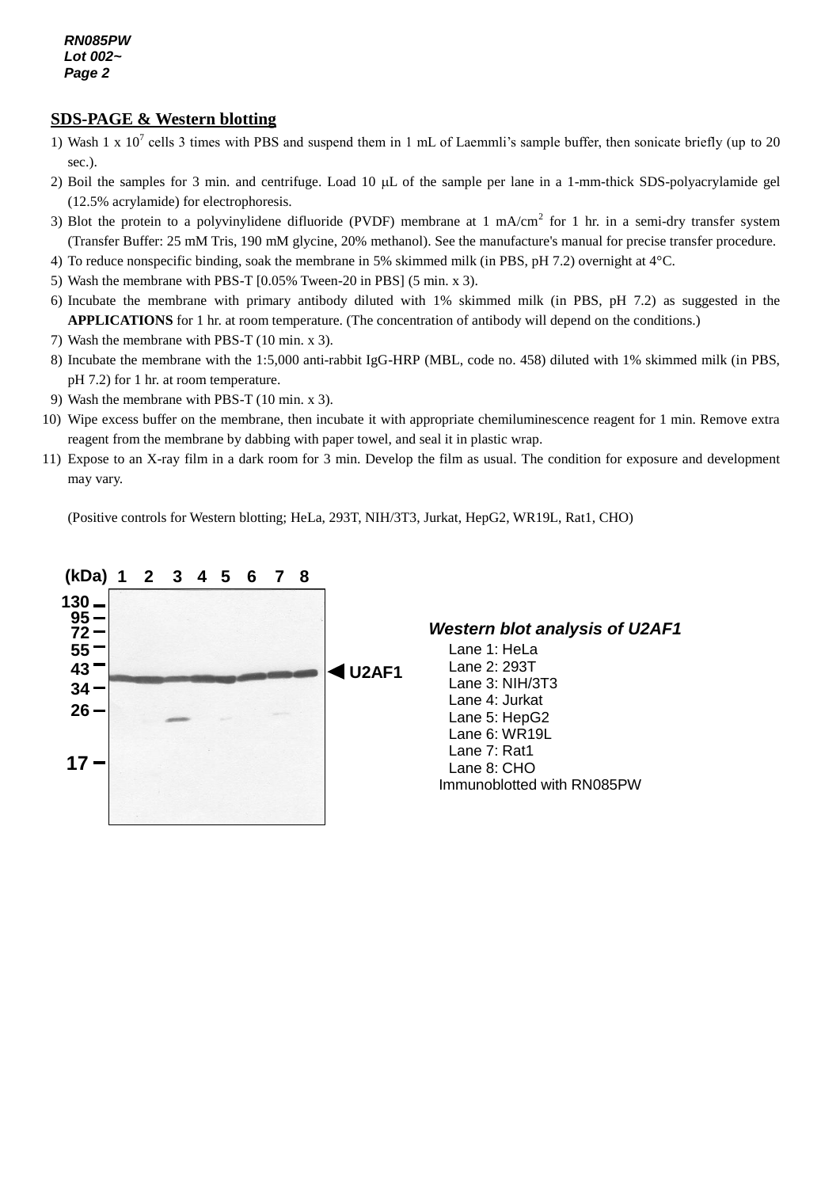## SDS-PAGE & Western blotting

1) Wash 1 x $10^7$ cells 3 times with PBS and suspend them in 1 mL of Laemmli's sample buffer, then sonicate briefly (up to 20 sec.).
2) Boil the samples for 3 min. and centrifuge. Load 10 μL of the sample per lane in a 1-mm-thick SDS-polyacrylamide gel (12.5% acrylamide) for electrophoresis.
3) Blot the protein to a polyvinylidene difluoride (PVDF) membrane at 1 mA/$cm^2$ for 1 hr. in a semi-dry transfer system (Transfer Buffer: 25 mM Tris, 190 mM glycine, 20% methanol). See the manufacture's manual for precise transfer procedure.
4) To reduce nonspecific binding, soak the membrane in 5% skimmed milk (in PBS, pH 7.2) overnight at 4°C.
5) Wash the membrane with PBS-T [0.05% Tween-20 in PBS] (5 min. x 3).
6) Incubate the membrane with primary antibody diluted with 1% skimmed milk (in PBS, pH 7.2) as suggested in the **APPLICATIONS** for 1 hr. at room temperature. (The concentration of antibody will depend on the conditions.)
7) Wash the membrane with PBS-T (10 min. x 3).
8) Incubate the membrane with the 1:5,000 anti-rabbit IgG-HRP (MBL, code no. 458) diluted with 1% skimmed milk (in PBS, pH 7.2) for 1 hr. at room temperature.
9) Wash the membrane with PBS-T (10 min. x 3).
10) Wipe excess buffer on the membrane, then incubate it with appropriate chemiluminescence reagent for 1 min. Remove extra reagent from the membrane by dabbing with paper towel, and seal it in plastic wrap.
11) Expose to an X-ray film in a dark room for 3 min. Develop the film as usual. The condition for exposure and development may vary.

(Positive controls for Western blotting; HeLa, 293T, NIH/3T3, Jurkat, HepG2, WR19L, Rat1, CHO)

(kDa) 1 2 3 4 5 6 7 8

130, 95, 72, 55, 43, 34, 26, 17

◀ U2AF1

***Western blot analysis of U2AF1***

Lane 1: HeLa
Lane 2: 293T
Lane 3: NIH/3T3
Lane 4: Jurkat
Lane 5: HepG2
Lane 6: WR19L
Lane 7: Rat1
Lane 8: CHO

Immunoblotted with RN085PW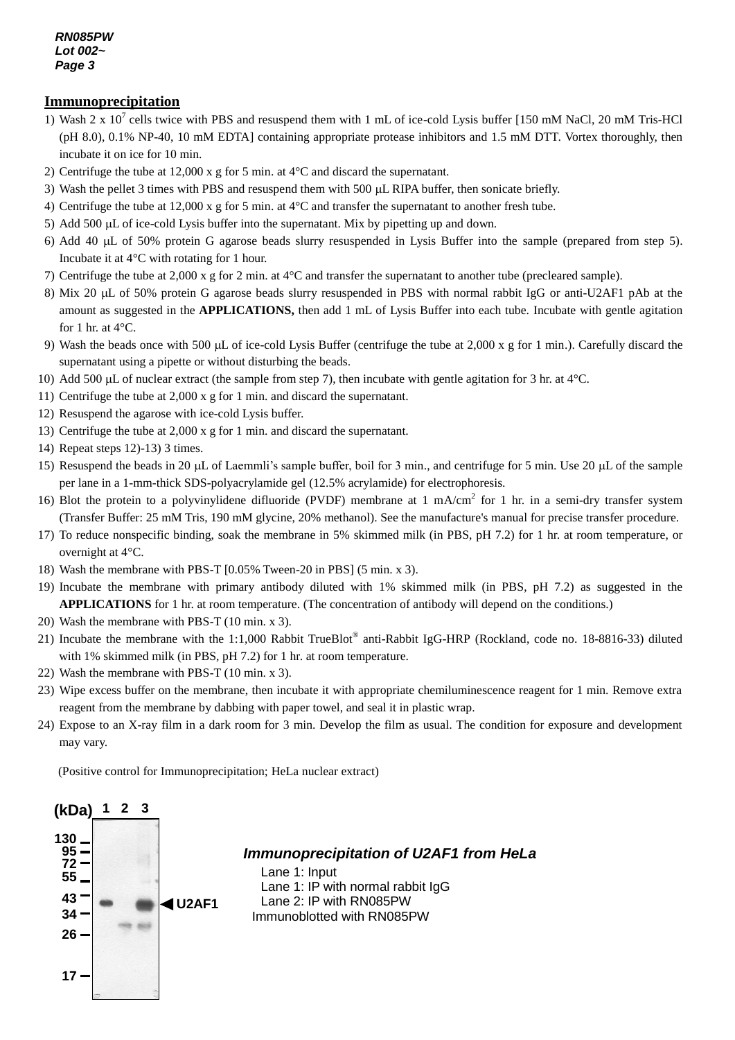## Immunoprecipitation

1) Wash 2 x $10^7$ cells twice with PBS and resuspend them with 1 mL of ice-cold Lysis buffer [150 mM NaCl, 20 mM Tris-HCl (pH 8.0), 0.1% NP-40, 10 mM EDTA] containing appropriate protease inhibitors and 1.5 mM DTT. Vortex thoroughly, then incubate it on ice for 10 min.
2) Centrifuge the tube at 12,000 x g for 5 min. at 4°C and discard the supernatant.
3) Wash the pellet 3 times with PBS and resuspend them with 500 μL RIPA buffer, then sonicate briefly.
4) Centrifuge the tube at 12,000 x g for 5 min. at 4°C and transfer the supernatant to another fresh tube.
5) Add 500 μL of ice-cold Lysis buffer into the supernatant. Mix by pipetting up and down.
6) Add 40 μL of 50% protein G agarose beads slurry resuspended in Lysis Buffer into the sample (prepared from step 5). Incubate it at 4°C with rotating for 1 hour.
7) Centrifuge the tube at 2,000 x g for 2 min. at 4°C and transfer the supernatant to another tube (precleared sample).
8) Mix 20 μL of 50% protein G agarose beads slurry resuspended in PBS with normal rabbit IgG or anti-U2AF1 pAb at the amount as suggested in the **APPLICATIONS,** then add 1 mL of Lysis Buffer into each tube. Incubate with gentle agitation for 1 hr. at 4°C.
9) Wash the beads once with 500 μL of ice-cold Lysis Buffer (centrifuge the tube at 2,000 x g for 1 min.). Carefully discard the supernatant using a pipette or without disturbing the beads.
10) Add 500 μL of nuclear extract (the sample from step 7), then incubate with gentle agitation for 3 hr. at 4°C.
11) Centrifuge the tube at 2,000 x g for 1 min. and discard the supernatant.
12) Resuspend the agarose with ice-cold Lysis buffer.
13) Centrifuge the tube at 2,000 x g for 1 min. and discard the supernatant.
14) Repeat steps 12)-13) 3 times.
15) Resuspend the beads in 20 μL of Laemmli's sample buffer, boil for 3 min., and centrifuge for 5 min. Use 20 μL of the sample per lane in a 1-mm-thick SDS-polyacrylamide gel (12.5% acrylamide) for electrophoresis.
16) Blot the protein to a polyvinylidene difluoride (PVDF) membrane at 1 mA/$cm^2$ for 1 hr. in a semi-dry transfer system (Transfer Buffer: 25 mM Tris, 190 mM glycine, 20% methanol). See the manufacture's manual for precise transfer procedure.
17) To reduce nonspecific binding, soak the membrane in 5% skimmed milk (in PBS, pH 7.2) for 1 hr. at room temperature, or overnight at 4°C.
18) Wash the membrane with PBS-T [0.05% Tween-20 in PBS] (5 min. x 3).
19) Incubate the membrane with primary antibody diluted with 1% skimmed milk (in PBS, pH 7.2) as suggested in the **APPLICATIONS** for 1 hr. at room temperature. (The concentration of antibody will depend on the conditions.)
20) Wash the membrane with PBS-T (10 min. x 3).
21) Incubate the membrane with the 1:1,000 Rabbit TrueBlot® anti-Rabbit IgG-HRP (Rockland, code no. 18-8816-33) diluted with 1% skimmed milk (in PBS, pH 7.2) for 1 hr. at room temperature.
22) Wash the membrane with PBS-T (10 min. x 3).
23) Wipe excess buffer on the membrane, then incubate it with appropriate chemiluminescence reagent for 1 min. Remove extra reagent from the membrane by dabbing with paper towel, and seal it in plastic wrap.
24) Expose to an X-ray film in a dark room for 3 min. Develop the film as usual. The condition for exposure and development may vary.

(Positive control for Immunoprecipitation; HeLa nuclear extract)

(kDa) 1 2 3

130, 95, 72, 55, 43, 34, 26, 17

◀U2AF1

*Immunoprecipitation of U2AF1 from HeLa*

Lane 1: Input
Lane 1: IP with normal rabbit IgG
Lane 2: IP with RN085PW
Immunoblotted with RN085PW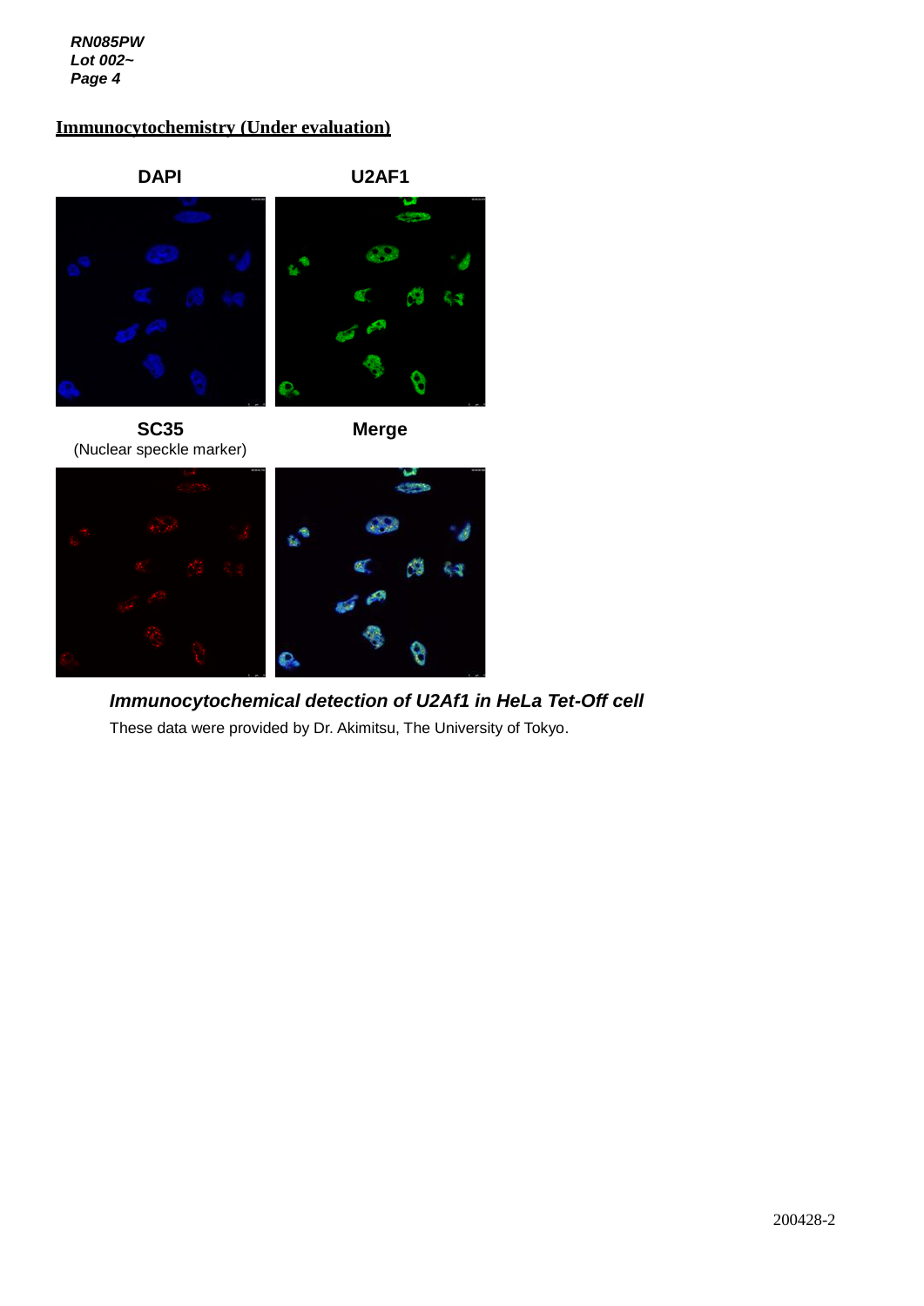## Immunocytochemistry (Under evaluation)

DAPI

U2AF1

SC35

(Nuclear speckle marker)

Merge

***Immunocytochemical detection of U2Af1 in HeLa Tet-Off cell***

These data were provided by Dr. Akimitsu, The University of Tokyo.

200428-2